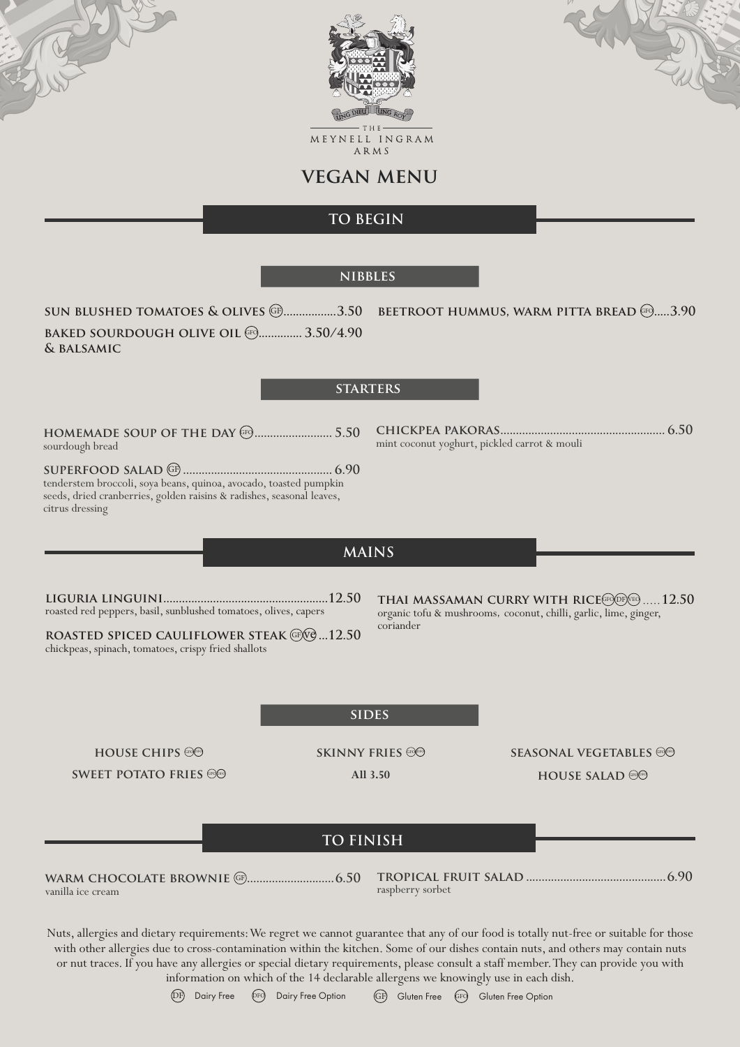THE MEYNELL INGRAM ARMS

# VEGAN MENU

## TO BEGIN

### NIBBLES

**SUN BLUSHED TOMATOES & OLIVES** (GF) ................3.50

**BAKED SOURDOUGH OLIVE OIL & BALSAMIC** (GFO) ............. 3.50/4.90

**BEETROOT HUMMUS, WARM PITTA BREAD** (GFO) .....3.90

### STARTERS

**HOMEMADE SOUP OF THE DAY** (GFO) ......................... 5.50
sourdough bread

**SUPERFOOD SALAD** (GF) ................................................ 6.90
tenderstem broccoli, soya beans, quinoa, avocado, toasted pumpkin seeds, dried cranberries, golden raisins & radishes, seasonal leaves, citrus dressing

**CHICKPEA PAKORAS** .................................................... 6.50
mint coconut yoghurt, pickled carrot & mouli

## MAINS

**LIGURIA LINGUINI** ....................................................12.50
roasted red peppers, basil, sunblushed tomatoes, olives, capers

**ROASTED SPICED CAULIFLOWER STEAK** (GF)(VG) ...12.50
chickpeas, spinach, tomatoes, crispy fried shallots

**THAI MASSAMAN CURRY WITH RICE** (GFO)(DF)(VEO) .....12.50
organic tofu & mushrooms, coconut, chilli, garlic, lime, ginger, coriander

### SIDES

**HOUSE CHIPS** (GFO)(VG)

**SWEET POTATO FRIES** (GFO)(VG)

**SKINNY FRIES** (GFO)(VG)

**SEASONAL VEGETABLES** (GF)(VG)

**HOUSE SALAD** (GFO)(VG)

All 3.50

## TO FINISH

**WARM CHOCOLATE BROWNIE** (GF) ............................6.50
vanilla ice cream

**TROPICAL FRUIT SALAD** ............................................6.90
raspberry sorbet

Nuts, allergies and dietary requirements: We regret we cannot guarantee that any of our food is totally nut-free or suitable for those with other allergies due to cross-contamination within the kitchen. Some of our dishes contain nuts, and others may contain nuts or nut traces. If you have any allergies or special dietary requirements, please consult a staff member. They can provide you with information on which of the 14 declarable allergens we knowingly use in each dish.

(DF) Dairy Free (DFO) Dairy Free Option (GF) Gluten Free (GFO) Gluten Free Option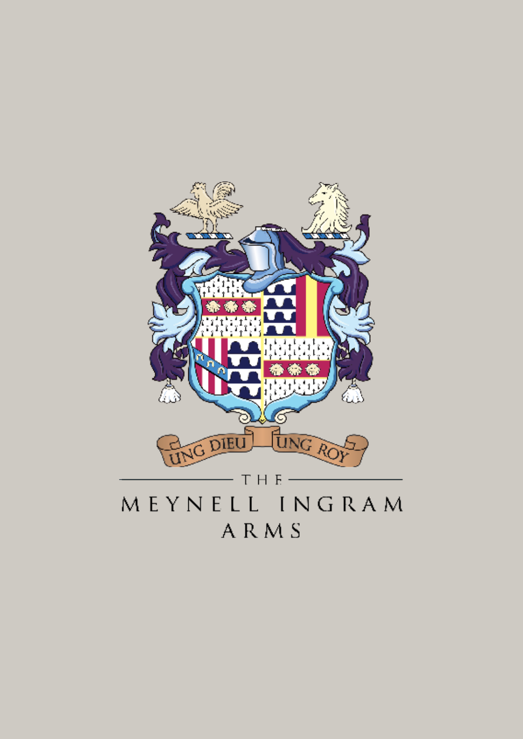UNG DIEU UNG ROY

THE

# MEYNELL INGRAM ARMS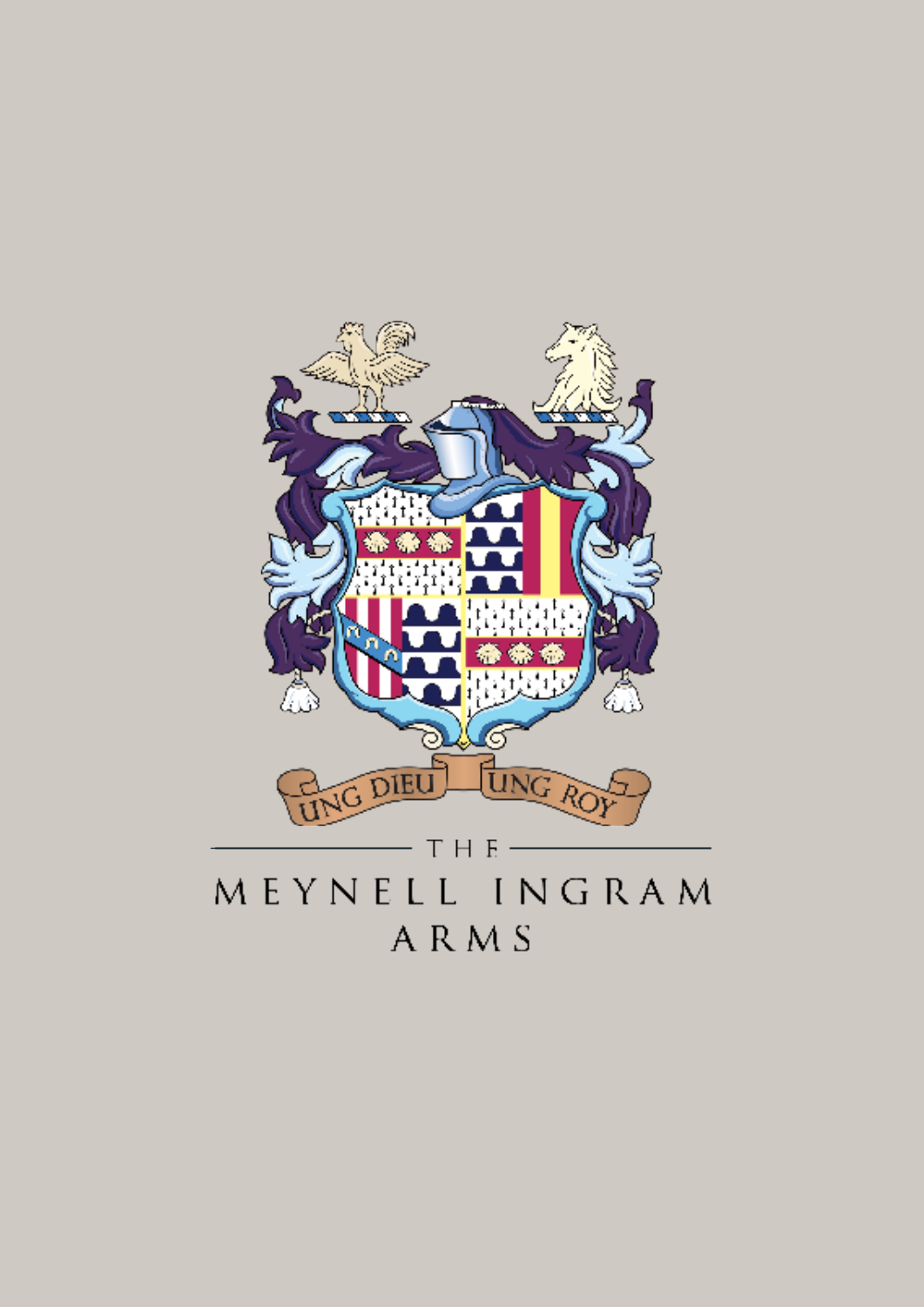UNG DIEU UNG ROY

THE

# MEYNELL INGRAM ARMS